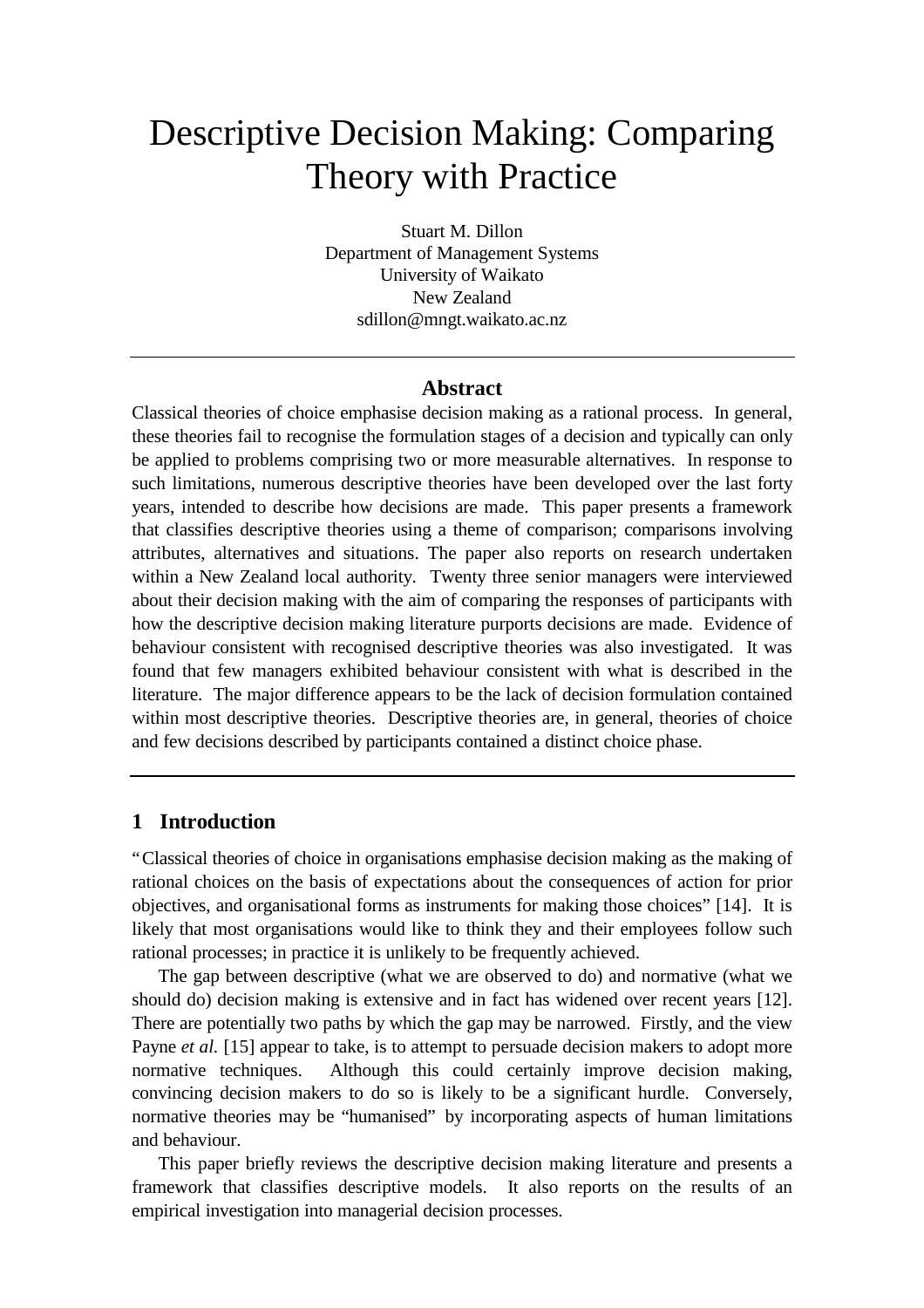# Descriptive Decision Making: Comparing Theory with Practice

Stuart M. Dillon
Department of Management Systems
University of Waikato
New Zealand
sdillon@mngt.waikato.ac.nz

## Abstract

Classical theories of choice emphasise decision making as a rational process. In general, these theories fail to recognise the formulation stages of a decision and typically can only be applied to problems comprising two or more measurable alternatives. In response to such limitations, numerous descriptive theories have been developed over the last forty years, intended to describe how decisions are made. This paper presents a framework that classifies descriptive theories using a theme of comparison; comparisons involving attributes, alternatives and situations. The paper also reports on research undertaken within a New Zealand local authority. Twenty three senior managers were interviewed about their decision making with the aim of comparing the responses of participants with how the descriptive decision making literature purports decisions are made. Evidence of behaviour consistent with recognised descriptive theories was also investigated. It was found that few managers exhibited behaviour consistent with what is described in the literature. The major difference appears to be the lack of decision formulation contained within most descriptive theories. Descriptive theories are, in general, theories of choice and few decisions described by participants contained a distinct choice phase.

## 1 Introduction

"Classical theories of choice in organisations emphasise decision making as the making of rational choices on the basis of expectations about the consequences of action for prior objectives, and organisational forms as instruments for making those choices" [14]. It is likely that most organisations would like to think they and their employees follow such rational processes; in practice it is unlikely to be frequently achieved.

The gap between descriptive (what we are observed to do) and normative (what we should do) decision making is extensive and in fact has widened over recent years [12]. There are potentially two paths by which the gap may be narrowed. Firstly, and the view Payne *et al.* [15] appear to take, is to attempt to persuade decision makers to adopt more normative techniques. Although this could certainly improve decision making, convincing decision makers to do so is likely to be a significant hurdle. Conversely, normative theories may be "humanised" by incorporating aspects of human limitations and behaviour.

This paper briefly reviews the descriptive decision making literature and presents a framework that classifies descriptive models. It also reports on the results of an empirical investigation into managerial decision processes.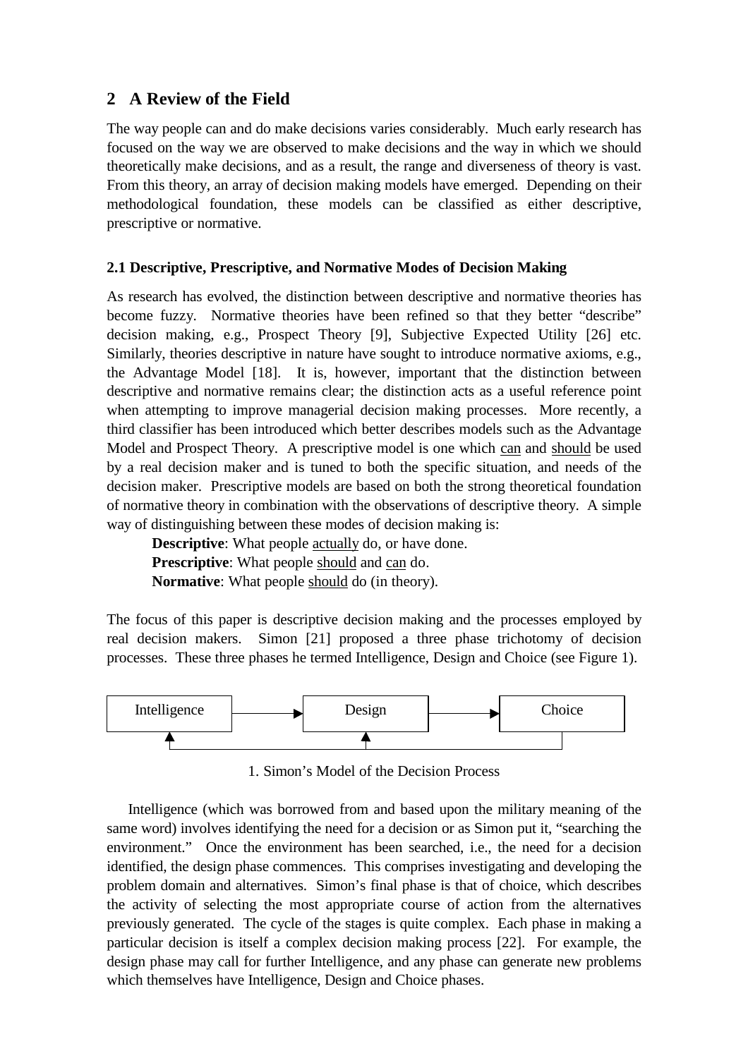## 2 A Review of the Field

The way people can and do make decisions varies considerably. Much early research has focused on the way we are observed to make decisions and the way in which we should theoretically make decisions, and as a result, the range and diverseness of theory is vast. From this theory, an array of decision making models have emerged. Depending on their methodological foundation, these models can be classified as either descriptive, prescriptive or normative.

### 2.1 Descriptive, Prescriptive, and Normative Modes of Decision Making

As research has evolved, the distinction between descriptive and normative theories has become fuzzy. Normative theories have been refined so that they better "describe" decision making, e.g., Prospect Theory [9], Subjective Expected Utility [26] etc. Similarly, theories descriptive in nature have sought to introduce normative axioms, e.g., the Advantage Model [18]. It is, however, important that the distinction between descriptive and normative remains clear; the distinction acts as a useful reference point when attempting to improve managerial decision making processes. More recently, a third classifier has been introduced which better describes models such as the Advantage Model and Prospect Theory. A prescriptive model is one which <u>can</u> and <u>should</u> be used by a real decision maker and is tuned to both the specific situation, and needs of the decision maker. Prescriptive models are based on both the strong theoretical foundation of normative theory in combination with the observations of descriptive theory. A simple way of distinguishing between these modes of decision making is:

**Descriptive**: What people <u>actually</u> do, or have done.
**Prescriptive**: What people <u>should</u> and <u>can</u> do.
**Normative**: What people <u>should</u> do (in theory).

The focus of this paper is descriptive decision making and the processes employed by real decision makers. Simon [21] proposed a three phase trichotomy of decision processes. These three phases he termed Intelligence, Design and Choice (see Figure 1).

Intelligence → Design → Choice

1. Simon's Model of the Decision Process

Intelligence (which was borrowed from and based upon the military meaning of the same word) involves identifying the need for a decision or as Simon put it, "searching the environment." Once the environment has been searched, i.e., the need for a decision identified, the design phase commences. This comprises investigating and developing the problem domain and alternatives. Simon's final phase is that of choice, which describes the activity of selecting the most appropriate course of action from the alternatives previously generated. The cycle of the stages is quite complex. Each phase in making a particular decision is itself a complex decision making process [22]. For example, the design phase may call for further Intelligence, and any phase can generate new problems which themselves have Intelligence, Design and Choice phases.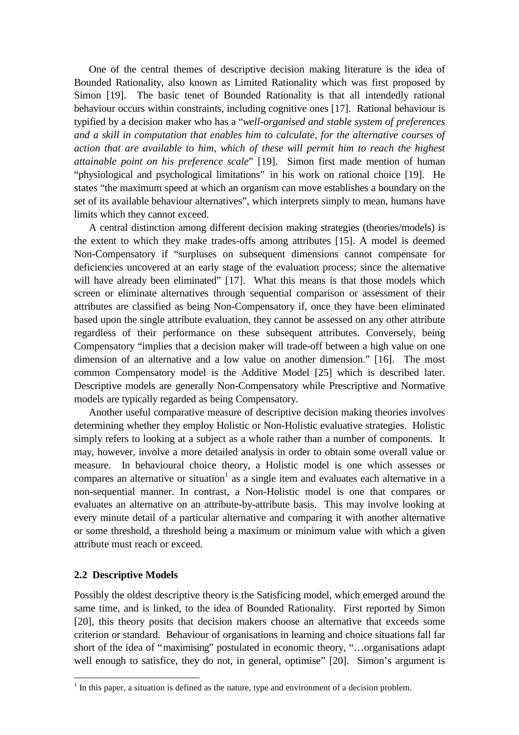One of the central themes of descriptive decision making literature is the idea of Bounded Rationality, also known as Limited Rationality which was first proposed by Simon [19]. The basic tenet of Bounded Rationality is that all intendedly rational behaviour occurs within constraints, including cognitive ones [17]. Rational behaviour is typified by a decision maker who has a "*well-organised and stable system of preferences and a skill in computation that enables him to calculate, for the alternative courses of action that are available to him, which of these will permit him to reach the highest attainable point on his preference scale*" [19]. Simon first made mention of human "physiological and psychological limitations" in his work on rational choice [19]. He states "the maximum speed at which an organism can move establishes a boundary on the set of its available behaviour alternatives", which interprets simply to mean, humans have limits which they cannot exceed.

A central distinction among different decision making strategies (theories/models) is the extent to which they make trades-offs among attributes [15]. A model is deemed Non-Compensatory if "surpluses on subsequent dimensions cannot compensate for deficiencies uncovered at an early stage of the evaluation process; since the alternative will have already been eliminated" [17]. What this means is that those models which screen or eliminate alternatives through sequential comparison or assessment of their attributes are classified as being Non-Compensatory if, once they have been eliminated based upon the single attribute evaluation, they cannot be assessed on any other attribute regardless of their performance on these subsequent attributes. Conversely, being Compensatory "implies that a decision maker will trade-off between a high value on one dimension of an alternative and a low value on another dimension." [16]. The most common Compensatory model is the Additive Model [25] which is described later. Descriptive models are generally Non-Compensatory while Prescriptive and Normative models are typically regarded as being Compensatory.

Another useful comparative measure of descriptive decision making theories involves determining whether they employ Holistic or Non-Holistic evaluative strategies. Holistic simply refers to looking at a subject as a whole rather than a number of components. It may, however, involve a more detailed analysis in order to obtain some overall value or measure. In behavioural choice theory, a Holistic model is one which assesses or compares an alternative or situation[1] as a single item and evaluates each alternative in a non-sequential manner. In contrast, a Non-Holistic model is one that compares or evaluates an alternative on an attribute-by-attribute basis. This may involve looking at every minute detail of a particular alternative and comparing it with another alternative or some threshold, a threshold being a maximum or minimum value with which a given attribute must reach or exceed.

### 2.2 Descriptive Models

Possibly the oldest descriptive theory is the Satisficing model, which emerged around the same time, and is linked, to the idea of Bounded Rationality. First reported by Simon [20], this theory posits that decision makers choose an alternative that exceeds some criterion or standard. Behaviour of organisations in learning and choice situations fall far short of the idea of "maximising" postulated in economic theory, "…organisations adapt well enough to satisfice, they do not, in general, optimise" [20]. Simon's argument is

[1] In this paper, a situation is defined as the nature, type and environment of a decision problem.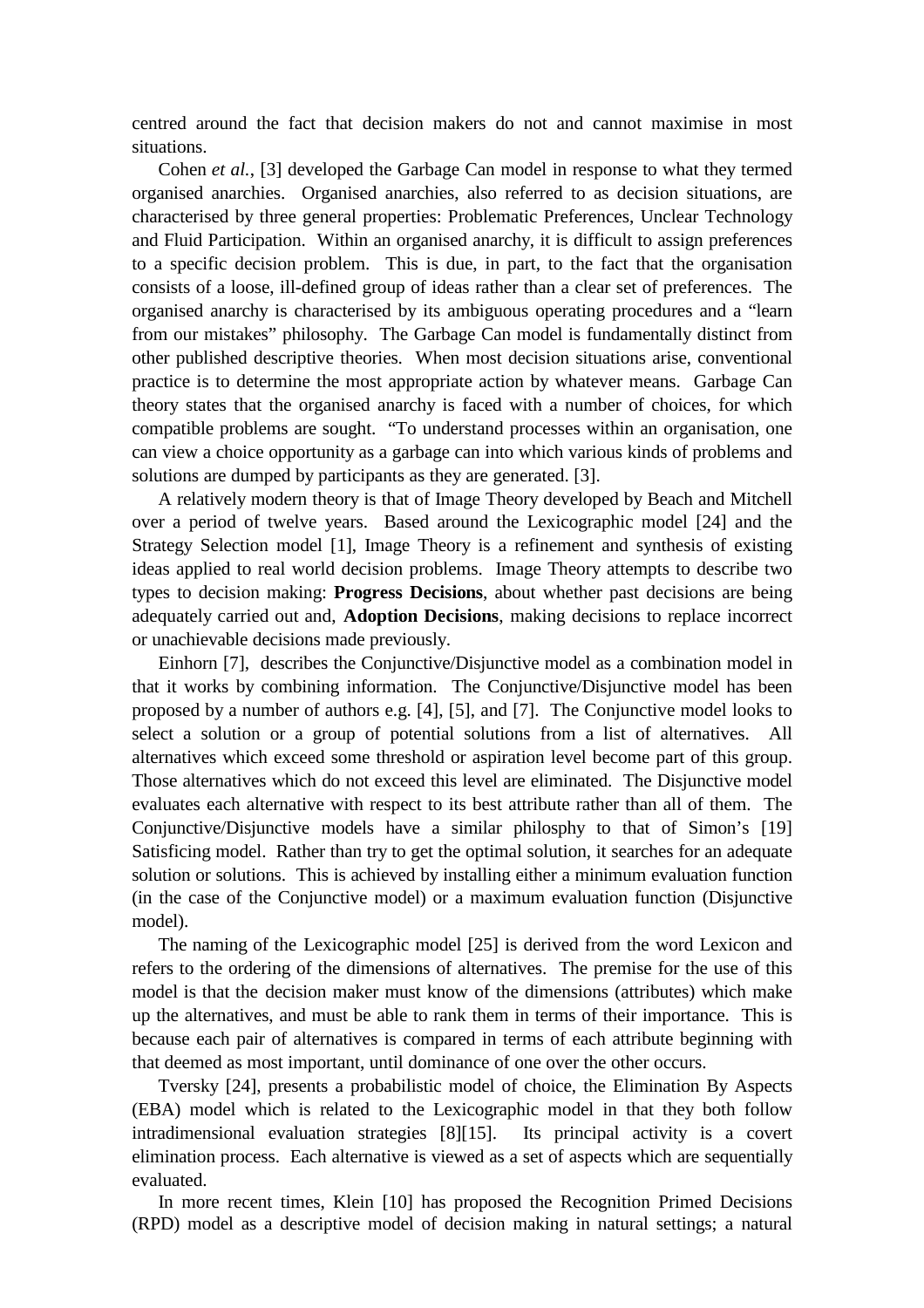centred around the fact that decision makers do not and cannot maximise in most situations.

Cohen *et al.*, [3] developed the Garbage Can model in response to what they termed organised anarchies. Organised anarchies, also referred to as decision situations, are characterised by three general properties: Problematic Preferences, Unclear Technology and Fluid Participation. Within an organised anarchy, it is difficult to assign preferences to a specific decision problem. This is due, in part, to the fact that the organisation consists of a loose, ill-defined group of ideas rather than a clear set of preferences. The organised anarchy is characterised by its ambiguous operating procedures and a "learn from our mistakes" philosophy. The Garbage Can model is fundamentally distinct from other published descriptive theories. When most decision situations arise, conventional practice is to determine the most appropriate action by whatever means. Garbage Can theory states that the organised anarchy is faced with a number of choices, for which compatible problems are sought. "To understand processes within an organisation, one can view a choice opportunity as a garbage can into which various kinds of problems and solutions are dumped by participants as they are generated. [3].

A relatively modern theory is that of Image Theory developed by Beach and Mitchell over a period of twelve years. Based around the Lexicographic model [24] and the Strategy Selection model [1], Image Theory is a refinement and synthesis of existing ideas applied to real world decision problems. Image Theory attempts to describe two types to decision making: **Progress Decisions**, about whether past decisions are being adequately carried out and, **Adoption Decisions**, making decisions to replace incorrect or unachievable decisions made previously.

Einhorn [7], describes the Conjunctive/Disjunctive model as a combination model in that it works by combining information. The Conjunctive/Disjunctive model has been proposed by a number of authors e.g. [4], [5], and [7]. The Conjunctive model looks to select a solution or a group of potential solutions from a list of alternatives. All alternatives which exceed some threshold or aspiration level become part of this group. Those alternatives which do not exceed this level are eliminated. The Disjunctive model evaluates each alternative with respect to its best attribute rather than all of them. The Conjunctive/Disjunctive models have a similar philosphy to that of Simon's [19] Satisficing model. Rather than try to get the optimal solution, it searches for an adequate solution or solutions. This is achieved by installing either a minimum evaluation function (in the case of the Conjunctive model) or a maximum evaluation function (Disjunctive model).

The naming of the Lexicographic model [25] is derived from the word Lexicon and refers to the ordering of the dimensions of alternatives. The premise for the use of this model is that the decision maker must know of the dimensions (attributes) which make up the alternatives, and must be able to rank them in terms of their importance. This is because each pair of alternatives is compared in terms of each attribute beginning with that deemed as most important, until dominance of one over the other occurs.

Tversky [24], presents a probabilistic model of choice, the Elimination By Aspects (EBA) model which is related to the Lexicographic model in that they both follow intradimensional evaluation strategies [8][15]. Its principal activity is a covert elimination process. Each alternative is viewed as a set of aspects which are sequentially evaluated.

In more recent times, Klein [10] has proposed the Recognition Primed Decisions (RPD) model as a descriptive model of decision making in natural settings; a natural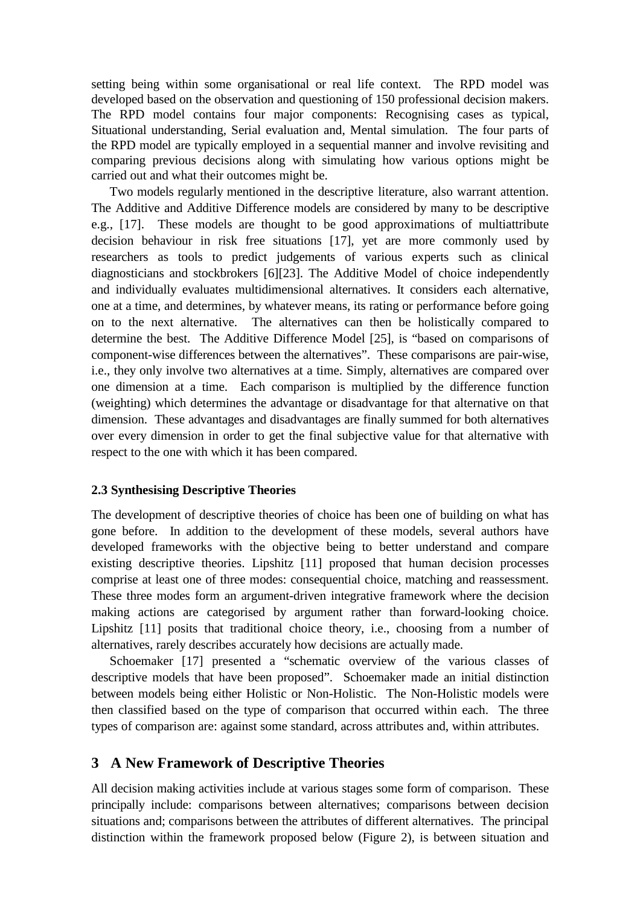setting being within some organisational or real life context. The RPD model was developed based on the observation and questioning of 150 professional decision makers. The RPD model contains four major components: Recognising cases as typical, Situational understanding, Serial evaluation and, Mental simulation. The four parts of the RPD model are typically employed in a sequential manner and involve revisiting and comparing previous decisions along with simulating how various options might be carried out and what their outcomes might be.

Two models regularly mentioned in the descriptive literature, also warrant attention. The Additive and Additive Difference models are considered by many to be descriptive e.g., [17]. These models are thought to be good approximations of multiattribute decision behaviour in risk free situations [17], yet are more commonly used by researchers as tools to predict judgements of various experts such as clinical diagnosticians and stockbrokers [6][23]. The Additive Model of choice independently and individually evaluates multidimensional alternatives. It considers each alternative, one at a time, and determines, by whatever means, its rating or performance before going on to the next alternative. The alternatives can then be holistically compared to determine the best. The Additive Difference Model [25], is "based on comparisons of component-wise differences between the alternatives". These comparisons are pair-wise, i.e., they only involve two alternatives at a time. Simply, alternatives are compared over one dimension at a time. Each comparison is multiplied by the difference function (weighting) which determines the advantage or disadvantage for that alternative on that dimension. These advantages and disadvantages are finally summed for both alternatives over every dimension in order to get the final subjective value for that alternative with respect to the one with which it has been compared.

### 2.3 Synthesising Descriptive Theories

The development of descriptive theories of choice has been one of building on what has gone before. In addition to the development of these models, several authors have developed frameworks with the objective being to better understand and compare existing descriptive theories. Lipshitz [11] proposed that human decision processes comprise at least one of three modes: consequential choice, matching and reassessment. These three modes form an argument-driven integrative framework where the decision making actions are categorised by argument rather than forward-looking choice. Lipshitz [11] posits that traditional choice theory, i.e., choosing from a number of alternatives, rarely describes accurately how decisions are actually made.

Schoemaker [17] presented a "schematic overview of the various classes of descriptive models that have been proposed". Schoemaker made an initial distinction between models being either Holistic or Non-Holistic. The Non-Holistic models were then classified based on the type of comparison that occurred within each. The three types of comparison are: against some standard, across attributes and, within attributes.

## 3 A New Framework of Descriptive Theories

All decision making activities include at various stages some form of comparison. These principally include: comparisons between alternatives; comparisons between decision situations and; comparisons between the attributes of different alternatives. The principal distinction within the framework proposed below (Figure 2), is between situation and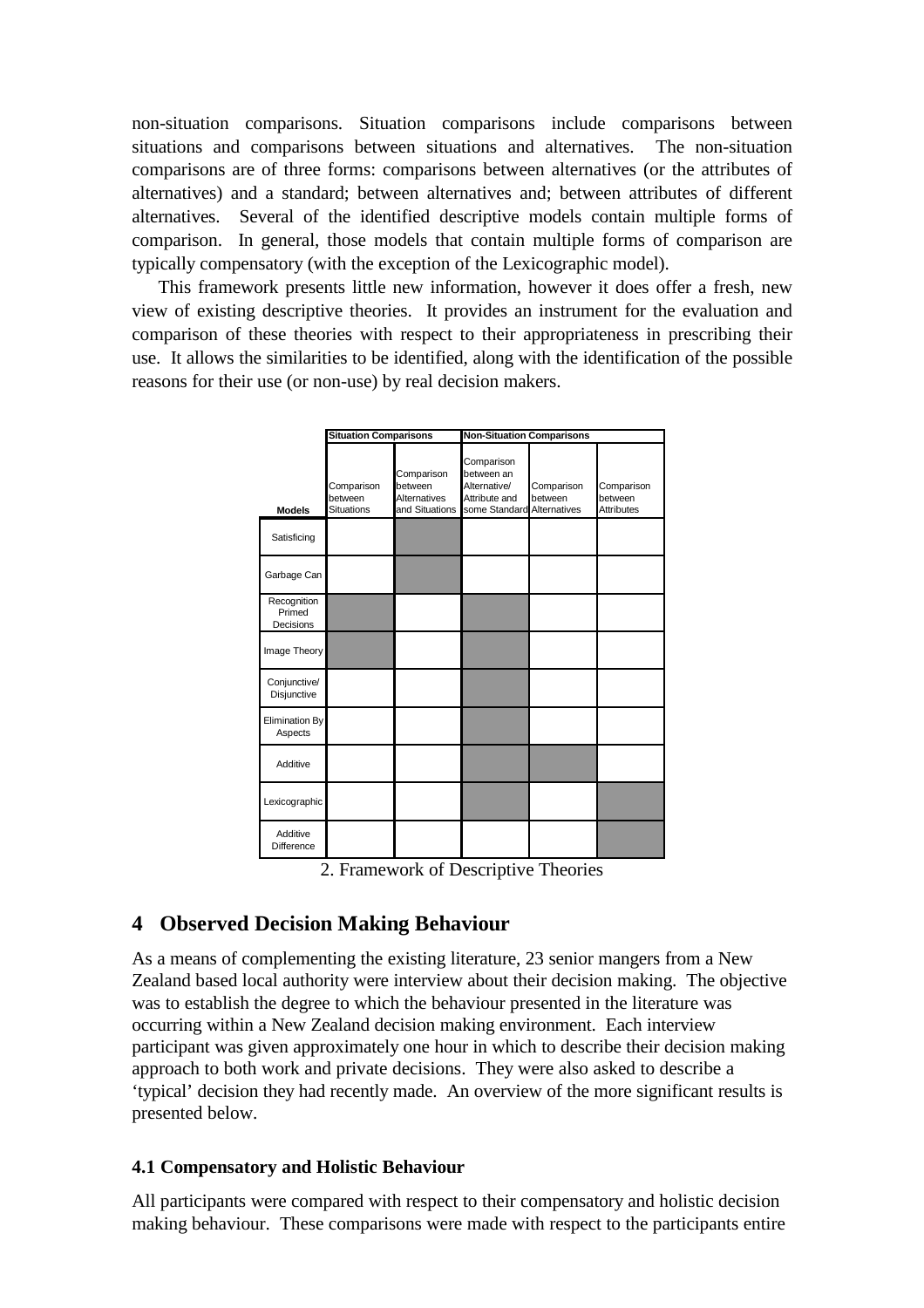non-situation comparisons. Situation comparisons include comparisons between situations and comparisons between situations and alternatives. The non-situation comparisons are of three forms: comparisons between alternatives (or the attributes of alternatives) and a standard; between alternatives and; between attributes of different alternatives. Several of the identified descriptive models contain multiple forms of comparison. In general, those models that contain multiple forms of comparison are typically compensatory (with the exception of the Lexicographic model).

This framework presents little new information, however it does offer a fresh, new view of existing descriptive theories. It provides an instrument for the evaluation and comparison of these theories with respect to their appropriateness in prescribing their use. It allows the similarities to be identified, along with the identification of the possible reasons for their use (or non-use) by real decision makers.

| | Situation Comparisons | | Non-Situation Comparisons | | |
|---|---|---|---|---|---|
| **Models** | Comparison between Situations | Comparison between Alternatives and Situations | Comparison between an Alternative/ Attribute and some Standard | Comparison between Alternatives | Comparison between Attributes |
| Satisficing | | ■ | | | |
| Garbage Can | | ■ | | | |
| Recognition Primed Decisions | ■ | | ■ | | |
| Image Theory | ■ | | ■ | | |
| Conjunctive/ Disjunctive | | | ■ | | |
| Elimination By Aspects | | | ■ | | |
| Additive | | | ■ | ■ | |
| Lexicographic | | | ■ | | ■ |
| Additive Difference | | | | | ■ |

2. Framework of Descriptive Theories

## 4 Observed Decision Making Behaviour

As a means of complementing the existing literature, 23 senior mangers from a New Zealand based local authority were interview about their decision making. The objective was to establish the degree to which the behaviour presented in the literature was occurring within a New Zealand decision making environment. Each interview participant was given approximately one hour in which to describe their decision making approach to both work and private decisions. They were also asked to describe a 'typical' decision they had recently made. An overview of the more significant results is presented below.

### 4.1 Compensatory and Holistic Behaviour

All participants were compared with respect to their compensatory and holistic decision making behaviour. These comparisons were made with respect to the participants entire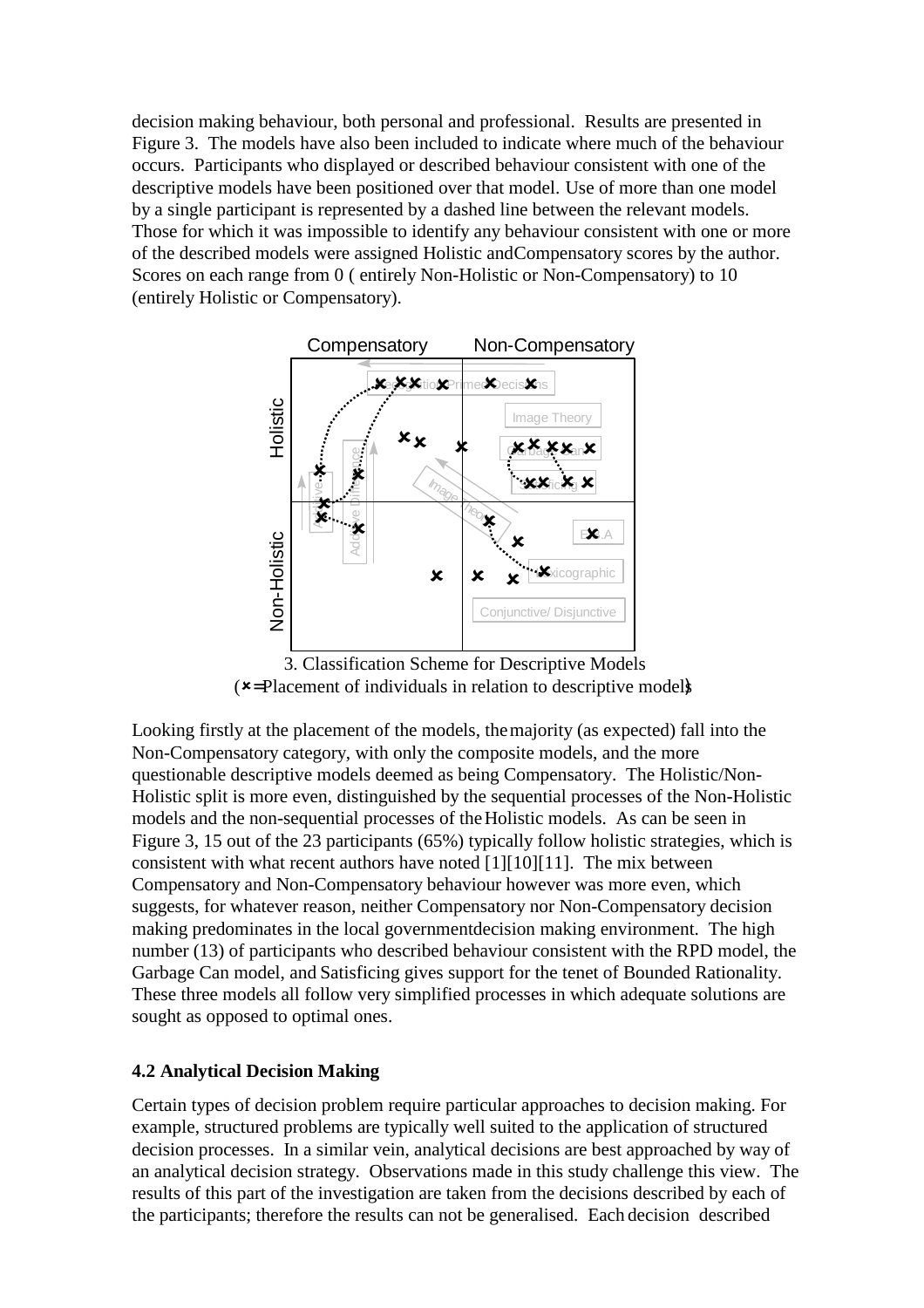decision making behaviour, both personal and professional. Results are presented in Figure 3. The models have also been included to indicate where much of the behaviour occurs. Participants who displayed or described behaviour consistent with one of the descriptive models have been positioned over that model. Use of more than one model by a single participant is represented by a dashed line between the relevant models. Those for which it was impossible to identify any behaviour consistent with one or more of the described models were assigned Holistic andCompensatory scores by the author. Scores on each range from 0 ( entirely Non-Holistic or Non-Compensatory) to 10 (entirely Holistic or Compensatory).

3. Classification Scheme for Descriptive Models
(×=Placement of individuals in relation to descriptive models)

Looking firstly at the placement of the models, the majority (as expected) fall into the Non-Compensatory category, with only the composite models, and the more questionable descriptive models deemed as being Compensatory. The Holistic/Non-Holistic split is more even, distinguished by the sequential processes of the Non-Holistic models and the non-sequential processes of the Holistic models. As can be seen in Figure 3, 15 out of the 23 participants (65%) typically follow holistic strategies, which is consistent with what recent authors have noted [1][10][11]. The mix between Compensatory and Non-Compensatory behaviour however was more even, which suggests, for whatever reason, neither Compensatory nor Non-Compensatory decision making predominates in the local governmentdecision making environment. The high number (13) of participants who described behaviour consistent with the RPD model, the Garbage Can model, and Satisficing gives support for the tenet of Bounded Rationality. These three models all follow very simplified processes in which adequate solutions are sought as opposed to optimal ones.

### 4.2 Analytical Decision Making

Certain types of decision problem require particular approaches to decision making. For example, structured problems are typically well suited to the application of structured decision processes. In a similar vein, analytical decisions are best approached by way of an analytical decision strategy. Observations made in this study challenge this view. The results of this part of the investigation are taken from the decisions described by each of the participants; therefore the results can not be generalised. Each decision described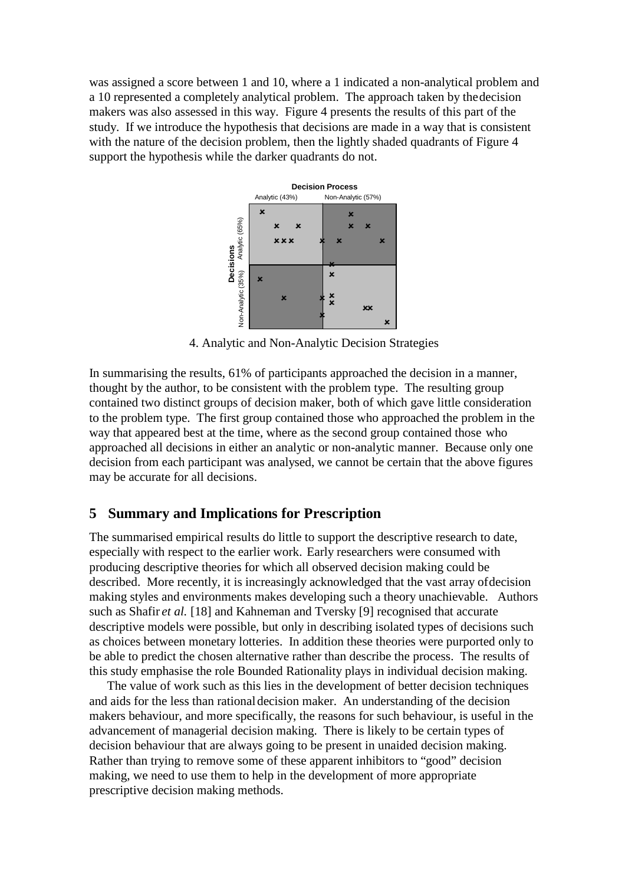was assigned a score between 1 and 10, where a 1 indicated a non-analytical problem and a 10 represented a completely analytical problem. The approach taken by the decision makers was also assessed in this way. Figure 4 presents the results of this part of the study. If we introduce the hypothesis that decisions are made in a way that is consistent with the nature of the decision problem, then the lightly shaded quadrants of Figure 4 support the hypothesis while the darker quadrants do not.

4. Analytic and Non-Analytic Decision Strategies

In summarising the results, 61% of participants approached the decision in a manner, thought by the author, to be consistent with the problem type. The resulting group contained two distinct groups of decision maker, both of which gave little consideration to the problem type. The first group contained those who approached the problem in the way that appeared best at the time, where as the second group contained those who approached all decisions in either an analytic or non-analytic manner. Because only one decision from each participant was analysed, we cannot be certain that the above figures may be accurate for all decisions.

## 5 Summary and Implications for Prescription

The summarised empirical results do little to support the descriptive research to date, especially with respect to the earlier work. Early researchers were consumed with producing descriptive theories for which all observed decision making could be described. More recently, it is increasingly acknowledged that the vast array of decision making styles and environments makes developing such a theory unachievable. Authors such as Shafir *et al.* [18] and Kahneman and Tversky [9] recognised that accurate descriptive models were possible, but only in describing isolated types of decisions such as choices between monetary lotteries. In addition these theories were purported only to be able to predict the chosen alternative rather than describe the process. The results of this study emphasise the role Bounded Rationality plays in individual decision making.

The value of work such as this lies in the development of better decision techniques and aids for the less than rational decision maker. An understanding of the decision makers behaviour, and more specifically, the reasons for such behaviour, is useful in the advancement of managerial decision making. There is likely to be certain types of decision behaviour that are always going to be present in unaided decision making. Rather than trying to remove some of these apparent inhibitors to "good" decision making, we need to use them to help in the development of more appropriate prescriptive decision making methods.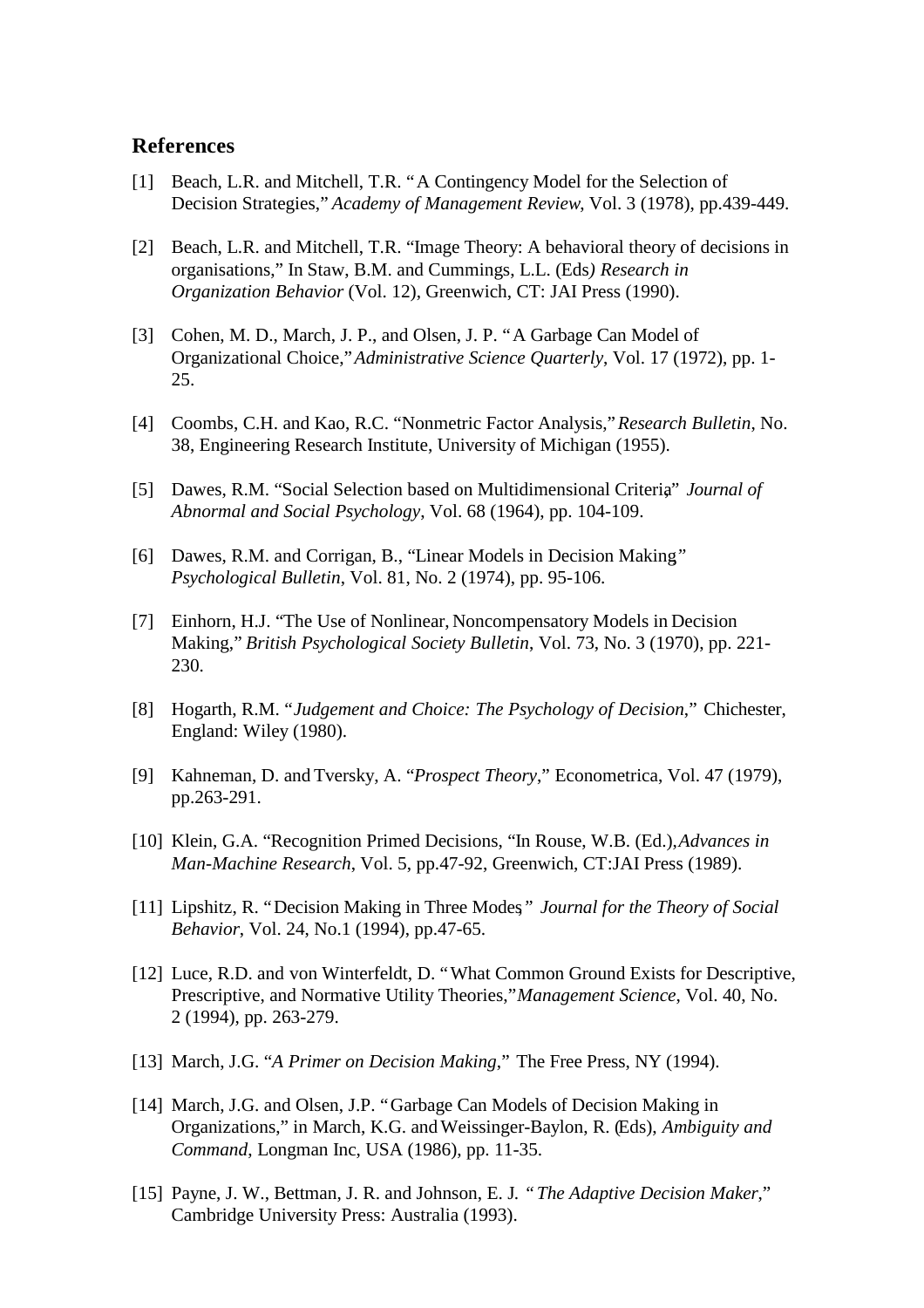## References

[1] Beach, L.R. and Mitchell, T.R. "A Contingency Model for the Selection of Decision Strategies," *Academy of Management Review*, Vol. 3 (1978), pp.439-449.

[2] Beach, L.R. and Mitchell, T.R. "Image Theory: A behavioral theory of decisions in organisations," In Staw, B.M. and Cummings, L.L. (Eds*) Research in Organization Behavior* (Vol. 12), Greenwich, CT: JAI Press (1990).

[3] Cohen, M. D., March, J. P., and Olsen, J. P. "A Garbage Can Model of Organizational Choice," *Administrative Science Quarterly*, Vol. 17 (1972), pp. 1-25.

[4] Coombs, C.H. and Kao, R.C. "Nonmetric Factor Analysis," *Research Bulletin*, No. 38, Engineering Research Institute, University of Michigan (1955).

[5] Dawes, R.M. "Social Selection based on Multidimensional Criteria," *Journal of Abnormal and Social Psychology*, Vol. 68 (1964), pp. 104-109.

[6] Dawes, R.M. and Corrigan, B., "Linear Models in Decision Making" *Psychological Bulletin*, Vol. 81, No. 2 (1974), pp. 95-106.

[7] Einhorn, H.J. "The Use of Nonlinear, Noncompensatory Models in Decision Making," *British Psychological Society Bulletin*, Vol. 73, No. 3 (1970), pp. 221-230.

[8] Hogarth, R.M. "*Judgement and Choice: The Psychology of Decision*," Chichester, England: Wiley (1980).

[9] Kahneman, D. and Tversky, A. "*Prospect Theory*," Econometrica, Vol. 47 (1979), pp.263-291.

[10] Klein, G.A. "Recognition Primed Decisions, "In Rouse, W.B. (Ed.),*Advances in Man-Machine Research*, Vol. 5, pp.47-92, Greenwich, CT:JAI Press (1989).

[11] Lipshitz, R. "Decision Making in Three Modes," *Journal for the Theory of Social Behavior*, Vol. 24, No.1 (1994), pp.47-65.

[12] Luce, R.D. and von Winterfeldt, D. "What Common Ground Exists for Descriptive, Prescriptive, and Normative Utility Theories,"*Management Science*, Vol. 40, No. 2 (1994), pp. 263-279.

[13] March, J.G. "*A Primer on Decision Making*," The Free Press, NY (1994).

[14] March, J.G. and Olsen, J.P. "Garbage Can Models of Decision Making in Organizations," in March, K.G. and Weissinger-Baylon, R. (Eds), *Ambiguity and Command*, Longman Inc, USA (1986), pp. 11-35.

[15] Payne, J. W., Bettman, J. R. and Johnson, E. J. "*The Adaptive Decision Maker*," Cambridge University Press: Australia (1993).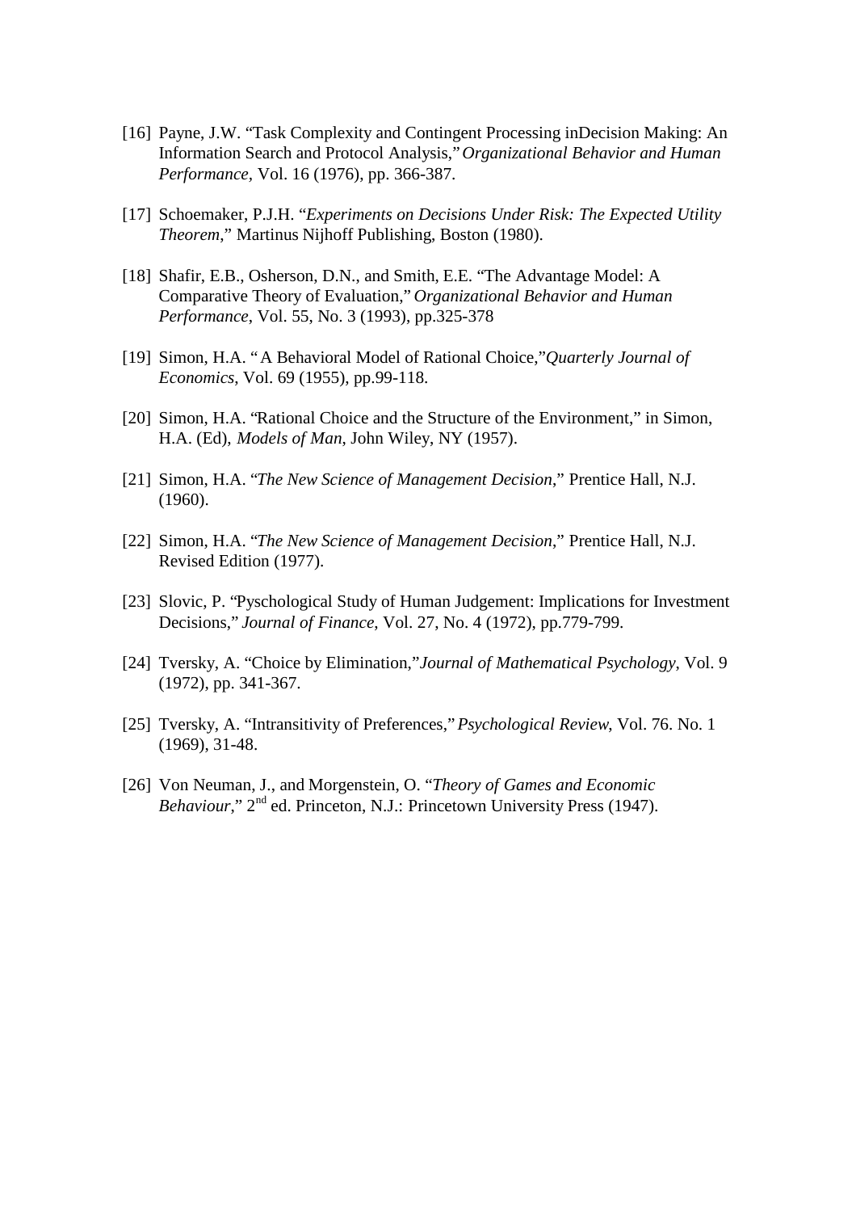[16] Payne, J.W. "Task Complexity and Contingent Processing inDecision Making: An Information Search and Protocol Analysis," *Organizational Behavior and Human Performance*, Vol. 16 (1976), pp. 366-387.

[17] Schoemaker, P.J.H. "*Experiments on Decisions Under Risk: The Expected Utility Theorem*," Martinus Nijhoff Publishing, Boston (1980).

[18] Shafir, E.B., Osherson, D.N., and Smith, E.E. "The Advantage Model: A Comparative Theory of Evaluation," *Organizational Behavior and Human Performance*, Vol. 55, No. 3 (1993), pp.325-378

[19] Simon, H.A. " A Behavioral Model of Rational Choice,"*Quarterly Journal of Economics*, Vol. 69 (1955), pp.99-118.

[20] Simon, H.A. "Rational Choice and the Structure of the Environment," in Simon, H.A. (Ed), *Models of Man*, John Wiley, NY (1957).

[21] Simon, H.A. "*The New Science of Management Decision*," Prentice Hall, N.J. (1960).

[22] Simon, H.A. "*The New Science of Management Decision*," Prentice Hall, N.J. Revised Edition (1977).

[23] Slovic, P. "Pyschological Study of Human Judgement: Implications for Investment Decisions," *Journal of Finance*, Vol. 27, No. 4 (1972), pp.779-799.

[24] Tversky, A. "Choice by Elimination,"*Journal of Mathematical Psychology*, Vol. 9 (1972), pp. 341-367.

[25] Tversky, A. "Intransitivity of Preferences," *Psychological Review*, Vol. 76. No. 1 (1969), 31-48.

[26] Von Neuman, J., and Morgenstein, O. "*Theory of Games and Economic Behaviour*," 2nd ed. Princeton, N.J.: Princetown University Press (1947).